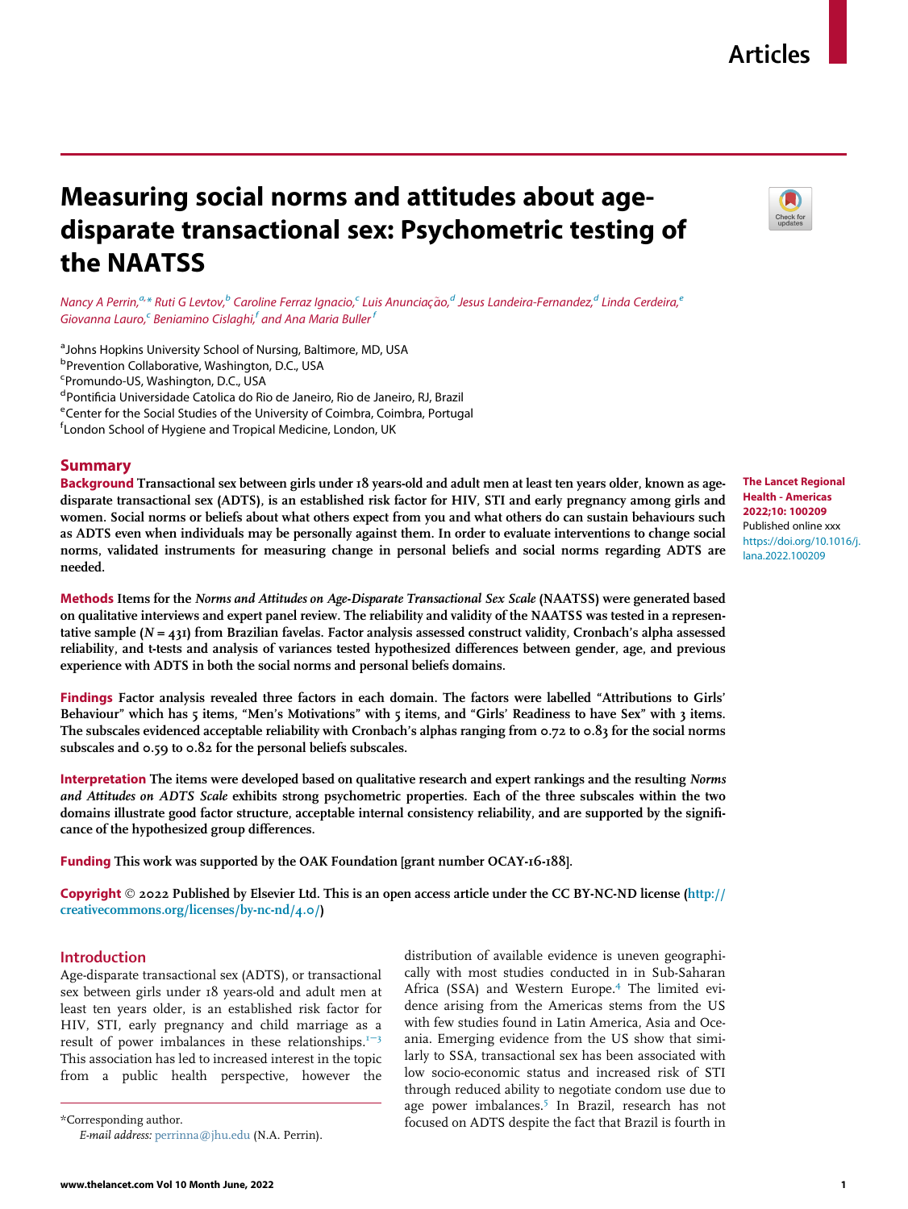Articles

# Measuring social norms and attitudes about age-disparate transactional sex: Psychometric testing of the NAATSS

*Nancy A Perrin,[a,*] Ruti G Levtov,[b] Caroline Ferraz Ignacio,[c] Luis Anunciação,[d] Jesus Landeira-Fernandez,[d] Linda Cerdeira,[e] Giovanna Lauro,[c] Beniamino Cislaghi,[f] and Ana Maria Buller[f]*

[a]Johns Hopkins University School of Nursing, Baltimore, MD, USA
[b]Prevention Collaborative, Washington, D.C., USA
[c]Promundo-US, Washington, D.C., USA
[d]Pontificia Universidade Catolica do Rio de Janeiro, Rio de Janeiro, RJ, Brazil
[e]Center for the Social Studies of the University of Coimbra, Coimbra, Portugal
[f]London School of Hygiene and Tropical Medicine, London, UK

**The Lancet Regional Health - Americas 2022;10: 100209**
Published online xxx
https://doi.org/10.1016/j.lana.2022.100209

## Summary

**Background** Transactional sex between girls under 18 years-old and adult men at least ten years older, known as age-disparate transactional sex (ADTS), is an established risk factor for HIV, STI and early pregnancy among girls and women. Social norms or beliefs about what others expect from you and what others do can sustain behaviours such as ADTS even when individuals may be personally against them. In order to evaluate interventions to change social norms, validated instruments for measuring change in personal beliefs and social norms regarding ADTS are needed.

**Methods** Items for the *Norms and Attitudes on Age-Disparate Transactional Sex Scale* (NAATSS) were generated based on qualitative interviews and expert panel review. The reliability and validity of the NAATSS was tested in a representative sample ($N = 431$) from Brazilian favelas. Factor analysis assessed construct validity, Cronbach's alpha assessed reliability, and t-tests and analysis of variances tested hypothesized differences between gender, age, and previous experience with ADTS in both the social norms and personal beliefs domains.

**Findings** Factor analysis revealed three factors in each domain. The factors were labelled "Attributions to Girls' Behaviour" which has 5 items, "Men's Motivations" with 5 items, and "Girls' Readiness to have Sex" with 3 items. The subscales evidenced acceptable reliability with Cronbach's alphas ranging from 0.72 to 0.83 for the social norms subscales and 0.59 to 0.82 for the personal beliefs subscales.

**Interpretation** The items were developed based on qualitative research and expert rankings and the resulting *Norms and Attitudes on ADTS Scale* exhibits strong psychometric properties. Each of the three subscales within the two domains illustrate good factor structure, acceptable internal consistency reliability, and are supported by the significance of the hypothesized group differences.

**Funding** This work was supported by the OAK Foundation [grant number OCAY-16-188].

**Copyright** © 2022 Published by Elsevier Ltd. This is an open access article under the CC BY-NC-ND license (http://creativecommons.org/licenses/by-nc-nd/4.0/)

## Introduction

Age-disparate transactional sex (ADTS), or transactional sex between girls under 18 years-old and adult men at least ten years older, is an established risk factor for HIV, STI, early pregnancy and child marriage as a result of power imbalances in these relationships.[1–3] This association has led to increased interest in the topic from a public health perspective, however the distribution of available evidence is uneven geographically with most studies conducted in in Sub-Saharan Africa (SSA) and Western Europe.[4] The limited evidence arising from the Americas stems from the US with few studies found in Latin America, Asia and Oceania. Emerging evidence from the US show that similarly to SSA, transactional sex has been associated with low socio-economic status and increased risk of STI through reduced ability to negotiate condom use due to age power imbalances.[5] In Brazil, research has not focused on ADTS despite the fact that Brazil is fourth in

*Corresponding author.
*E-mail address:* perrinna@jhu.edu (N.A. Perrin).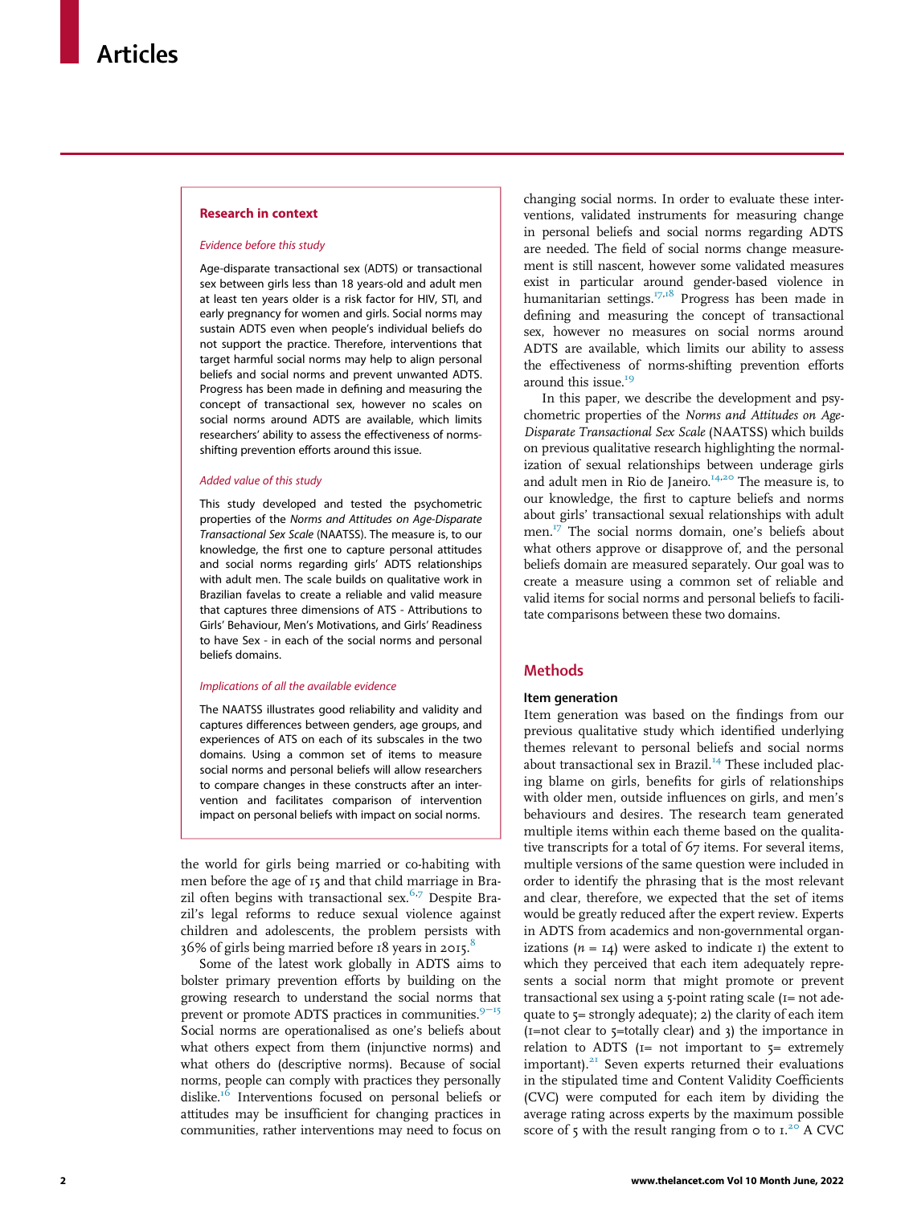### Research in context

*Evidence before this study*

Age-disparate transactional sex (ADTS) or transactional sex between girls less than 18 years-old and adult men at least ten years older is a risk factor for HIV, STI, and early pregnancy for women and girls. Social norms may sustain ADTS even when people's individual beliefs do not support the practice. Therefore, interventions that target harmful social norms may help to align personal beliefs and social norms and prevent unwanted ADTS. Progress has been made in defining and measuring the concept of transactional sex, however no scales on social norms around ADTS are available, which limits researchers' ability to assess the effectiveness of norms-shifting prevention efforts around this issue.

*Added value of this study*

This study developed and tested the psychometric properties of the *Norms and Attitudes on Age-Disparate Transactional Sex Scale* (NAATSS). The measure is, to our knowledge, the first one to capture personal attitudes and social norms regarding girls' ADTS relationships with adult men. The scale builds on qualitative work in Brazilian favelas to create a reliable and valid measure that captures three dimensions of ATS - Attributions to Girls' Behaviour, Men's Motivations, and Girls' Readiness to have Sex - in each of the social norms and personal beliefs domains.

*Implications of all the available evidence*

The NAATSS illustrates good reliability and validity and captures differences between genders, age groups, and experiences of ATS on each of its subscales in the two domains. Using a common set of items to measure social norms and personal beliefs will allow researchers to compare changes in these constructs after an intervention and facilitates comparison of intervention impact on personal beliefs with impact on social norms.

the world for girls being married or co-habiting with men before the age of 15 and that child marriage in Brazil often begins with transactional sex.[6,7] Despite Brazil's legal reforms to reduce sexual violence against children and adolescents, the problem persists with 36% of girls being married before 18 years in 2015.[8]

Some of the latest work globally in ADTS aims to bolster primary prevention efforts by building on the growing research to understand the social norms that prevent or promote ADTS practices in communities.[9–15] Social norms are operationalised as one's beliefs about what others expect from them (injunctive norms) and what others do (descriptive norms). Because of social norms, people can comply with practices they personally dislike.[16] Interventions focused on personal beliefs or attitudes may be insufficient for changing practices in communities, rather interventions may need to focus on changing social norms. In order to evaluate these interventions, validated instruments for measuring change in personal beliefs and social norms regarding ADTS are needed. The field of social norms change measurement is still nascent, however some validated measures exist in particular around gender-based violence in humanitarian settings.[17,18] Progress has been made in defining and measuring the concept of transactional sex, however no measures on social norms around ADTS are available, which limits our ability to assess the effectiveness of norms-shifting prevention efforts around this issue.[19]

In this paper, we describe the development and psychometric properties of the *Norms and Attitudes on Age-Disparate Transactional Sex Scale* (NAATSS) which builds on previous qualitative research highlighting the normalization of sexual relationships between underage girls and adult men in Rio de Janeiro.[14,20] The measure is, to our knowledge, the first to capture beliefs and norms about girls' transactional sexual relationships with adult men.[17] The social norms domain, one's beliefs about what others approve or disapprove of, and the personal beliefs domain are measured separately. Our goal was to create a measure using a common set of reliable and valid items for social norms and personal beliefs to facilitate comparisons between these two domains.

## Methods

### Item generation

Item generation was based on the findings from our previous qualitative study which identified underlying themes relevant to personal beliefs and social norms about transactional sex in Brazil.[14] These included placing blame on girls, benefits for girls of relationships with older men, outside influences on girls, and men's behaviours and desires. The research team generated multiple items within each theme based on the qualitative transcripts for a total of 67 items. For several items, multiple versions of the same question were included in order to identify the phrasing that is the most relevant and clear, therefore, we expected that the set of items would be greatly reduced after the expert review. Experts in ADTS from academics and non-governmental organizations ($n$ = 14) were asked to indicate 1) the extent to which they perceived that each item adequately represents a social norm that might promote or prevent transactional sex using a 5-point rating scale (1= not adequate to 5= strongly adequate); 2) the clarity of each item (1=not clear to 5=totally clear) and 3) the importance in relation to ADTS (1= not important to 5= extremely important).[21] Seven experts returned their evaluations in the stipulated time and Content Validity Coefficients (CVC) were computed for each item by dividing the average rating across experts by the maximum possible score of 5 with the result ranging from 0 to 1.[20] A CVC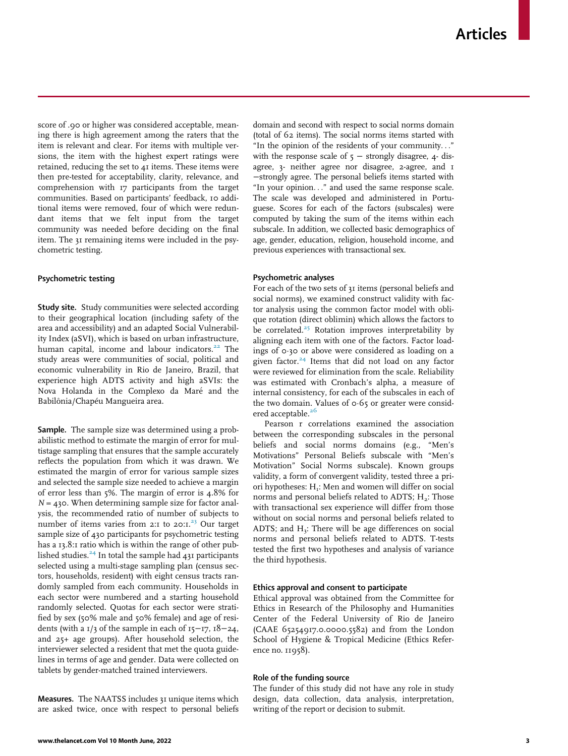score of .90 or higher was considered acceptable, meaning there is high agreement among the raters that the item is relevant and clear. For items with multiple versions, the item with the highest expert ratings were retained, reducing the set to 41 items. These items were then pre-tested for acceptability, clarity, relevance, and comprehension with 17 participants from the target communities. Based on participants' feedback, 10 additional items were removed, four of which were redundant items that we felt input from the target community was needed before deciding on the final item. The 31 remaining items were included in the psychometric testing.

### Psychometric testing

**Study site.** Study communities were selected according to their geographical location (including safety of the area and accessibility) and an adapted Social Vulnerability Index (aSVI), which is based on urban infrastructure, human capital, income and labour indicators.[22] The study areas were communities of social, political and economic vulnerability in Rio de Janeiro, Brazil, that experience high ADTS activity and high aSVIs: the Nova Holanda in the Complexo da Maré and the Babilônia/Chapéu Mangueira area.

**Sample.** The sample size was determined using a probabilistic method to estimate the margin of error for multistage sampling that ensures that the sample accurately reflects the population from which it was drawn. We estimated the margin of error for various sample sizes and selected the sample size needed to achieve a margin of error less than 5%. The margin of error is 4.8% for $N = 430$. When determining sample size for factor analysis, the recommended ratio of number of subjects to number of items varies from 2:1 to 20:1.[23] Our target sample size of 430 participants for psychometric testing has a 13.8:1 ratio which is within the range of other published studies.[24] In total the sample had 431 participants selected using a multi-stage sampling plan (census sectors, households, resident) with eight census tracts randomly sampled from each community. Households in each sector were numbered and a starting household randomly selected. Quotas for each sector were stratified by sex (50% male and 50% female) and age of residents (with a 1/3 of the sample in each of 15–17, 18–24, and 25+ age groups). After household selection, the interviewer selected a resident that met the quota guidelines in terms of age and gender. Data were collected on tablets by gender-matched trained interviewers.

**Measures.** The NAATSS includes 31 unique items which are asked twice, once with respect to personal beliefs domain and second with respect to social norms domain (total of 62 items). The social norms items started with "In the opinion of the residents of your community…" with the response scale of 5 – strongly disagree, 4- disagree, 3- neither agree nor disagree, 2-agree, and 1 –strongly agree. The personal beliefs items started with "In your opinion…" and used the same response scale. The scale was developed and administered in Portuguese. Scores for each of the factors (subscales) were computed by taking the sum of the items within each subscale. In addition, we collected basic demographics of age, gender, education, religion, household income, and previous experiences with transactional sex.

### Psychometric analyses

For each of the two sets of 31 items (personal beliefs and social norms), we examined construct validity with factor analysis using the common factor model with oblique rotation (direct oblimin) which allows the factors to be correlated.[25] Rotation improves interpretability by aligning each item with one of the factors. Factor loadings of 0·30 or above were considered as loading on a given factor.[24] Items that did not load on any factor were reviewed for elimination from the scale. Reliability was estimated with Cronbach's alpha, a measure of internal consistency, for each of the subscales in each of the two domain. Values of 0·65 or greater were considered acceptable.[26]

Pearson r correlations examined the association between the corresponding subscales in the personal beliefs and social norms domains (e.g., "Men's Motivations" Personal Beliefs subscale with "Men's Motivation" Social Norms subscale). Known groups validity, a form of convergent validity, tested three a priori hypotheses: $H_1$: Men and women will differ on social norms and personal beliefs related to ADTS; $H_2$: Those with transactional sex experience will differ from those without on social norms and personal beliefs related to ADTS; and $H_3$: There will be age differences on social norms and personal beliefs related to ADTS. T-tests tested the first two hypotheses and analysis of variance the third hypothesis.

### Ethics approval and consent to participate

Ethical approval was obtained from the Committee for Ethics in Research of the Philosophy and Humanities Center of the Federal University of Rio de Janeiro (CAAE 65254917.0.0000.5582) and from the London School of Hygiene & Tropical Medicine (Ethics Reference no. 11958).

### Role of the funding source

The funder of this study did not have any role in study design, data collection, data analysis, interpretation, writing of the report or decision to submit.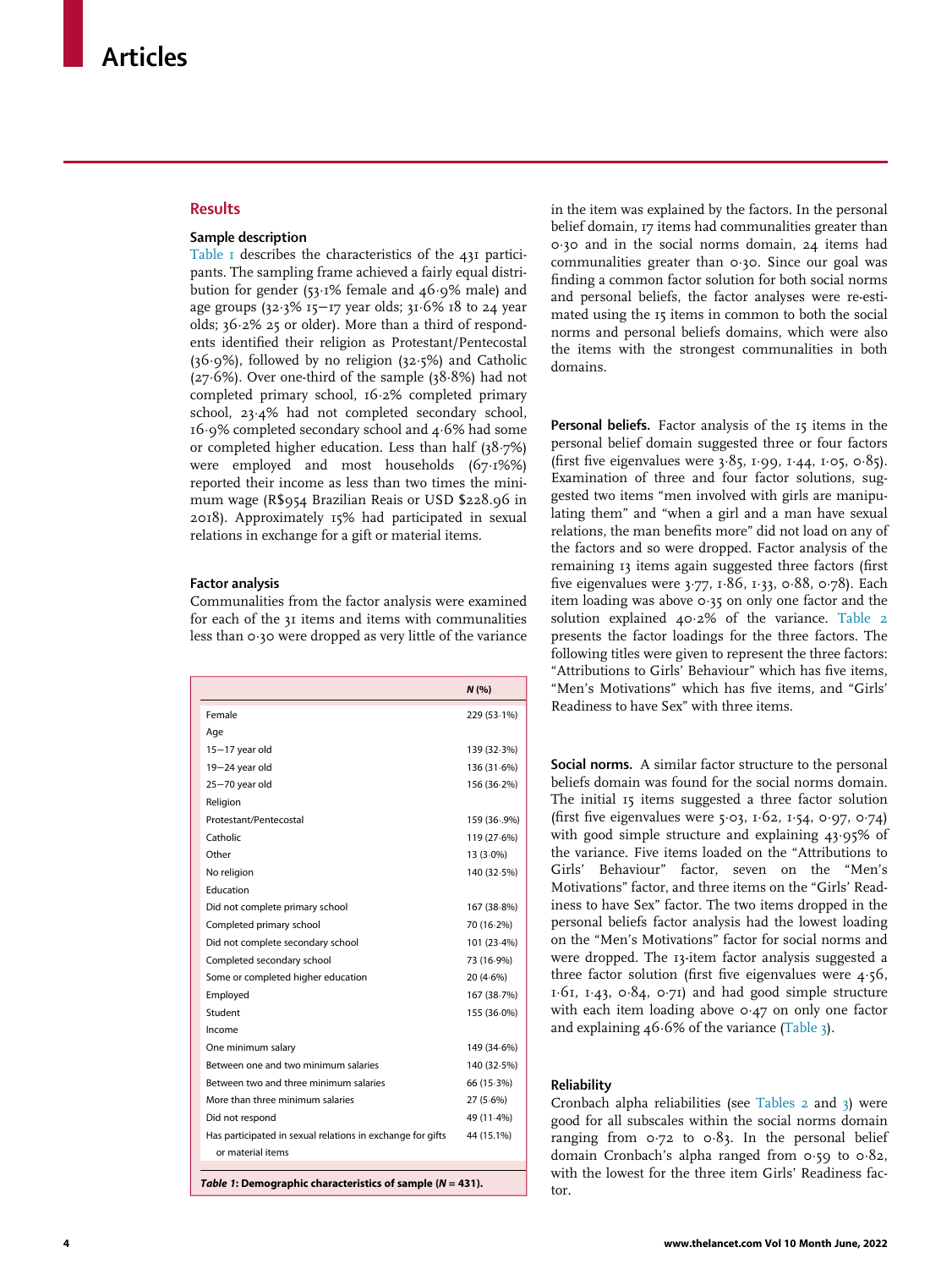## Results

### Sample description

Table 1 describes the characteristics of the 431 participants. The sampling frame achieved a fairly equal distribution for gender (53·1% female and 46·9% male) and age groups (32·3% 15–17 year olds; 31·6% 18 to 24 year olds; 36·2% 25 or older). More than a third of respondents identified their religion as Protestant/Pentecostal (36·9%), followed by no religion (32·5%) and Catholic (27·6%). Over one-third of the sample (38·8%) had not completed primary school, 16·2% completed primary school, 23·4% had not completed secondary school, 16·9% completed secondary school and 4·6% had some or completed higher education. Less than half (38·7%) were employed and most households (67·1%%) reported their income as less than two times the minimum wage (R$954 Brazilian Reais or USD $228.96 in 2018). Approximately 15% had participated in sexual relations in exchange for a gift or material items.

### Factor analysis

Communalities from the factor analysis were examined for each of the 31 items and items with communalities less than 0·30 were dropped as very little of the variance in the item was explained by the factors. In the personal belief domain, 17 items had communalities greater than 0·30 and in the social norms domain, 24 items had communalities greater than 0·30. Since our goal was finding a common factor solution for both social norms and personal beliefs, the factor analyses were re-estimated using the 15 items in common to both the social norms and personal beliefs domains, which were also the items with the strongest communalities in both domains.

| | N (%) |
|---|---|
| Female | 229 (53·1%) |
| Age | |
| 15–17 year old | 139 (32·3%) |
| 19–24 year old | 136 (31·6%) |
| 25–70 year old | 156 (36·2%) |
| Religion | |
| Protestant/Pentecostal | 159 (36·.9%) |
| Catholic | 119 (27·6%) |
| Other | 13 (3·0%) |
| No religion | 140 (32·5%) |
| Education | |
| Did not complete primary school | 167 (38·8%) |
| Completed primary school | 70 (16·2%) |
| Did not complete secondary school | 101 (23·4%) |
| Completed secondary school | 73 (16·9%) |
| Some or completed higher education | 20 (4·6%) |
| Employed | 167 (38·7%) |
| Student | 155 (36·0%) |
| Income | |
| One minimum salary | 149 (34·6%) |
| Between one and two minimum salaries | 140 (32·5%) |
| Between two and three minimum salaries | 66 (15·3%) |
| More than three minimum salaries | 27 (5·6%) |
| Did not respond | 49 (11·4%) |
| Has participated in sexual relations in exchange for gifts or material items | 44 (15.1%) |

***Table 1*: Demographic characteristics of sample (*N* = 431).**

**Personal beliefs.** Factor analysis of the 15 items in the personal belief domain suggested three or four factors (first five eigenvalues were 3·85, 1·99, 1·44, 1·05, 0·85). Examination of three and four factor solutions, suggested two items "men involved with girls are manipulating them" and "when a girl and a man have sexual relations, the man benefits more" did not load on any of the factors and so were dropped. Factor analysis of the remaining 13 items again suggested three factors (first five eigenvalues were 3·77, 1·86, 1·33, 0·88, 0·78). Each item loading was above 0·35 on only one factor and the solution explained 40·2% of the variance. Table 2 presents the factor loadings for the three factors. The following titles were given to represent the three factors: "Attributions to Girls' Behaviour" which has five items, "Men's Motivations" which has five items, and "Girls' Readiness to have Sex" with three items.

**Social norms.** A similar factor structure to the personal beliefs domain was found for the social norms domain. The initial 15 items suggested a three factor solution (first five eigenvalues were 5·03, 1·62, 1·54, 0·97, 0·74) with good simple structure and explaining 43·95% of the variance. Five items loaded on the "Attributions to Girls' Behaviour" factor, seven on the "Men's Motivations" factor, and three items on the "Girls' Readiness to have Sex" factor. The two items dropped in the personal beliefs factor analysis had the lowest loading on the "Men's Motivations" factor for social norms and were dropped. The 13-item factor analysis suggested a three factor solution (first five eigenvalues were 4·56, 1·61, 1·43, 0·84, 0·71) and had good simple structure with each item loading above 0·47 on only one factor and explaining 46·6% of the variance (Table 3).

### Reliability

Cronbach alpha reliabilities (see Tables 2 and 3) were good for all subscales within the social norms domain ranging from 0·72 to 0·83. In the personal belief domain Cronbach's alpha ranged from 0·59 to 0·82, with the lowest for the three item Girls' Readiness factor.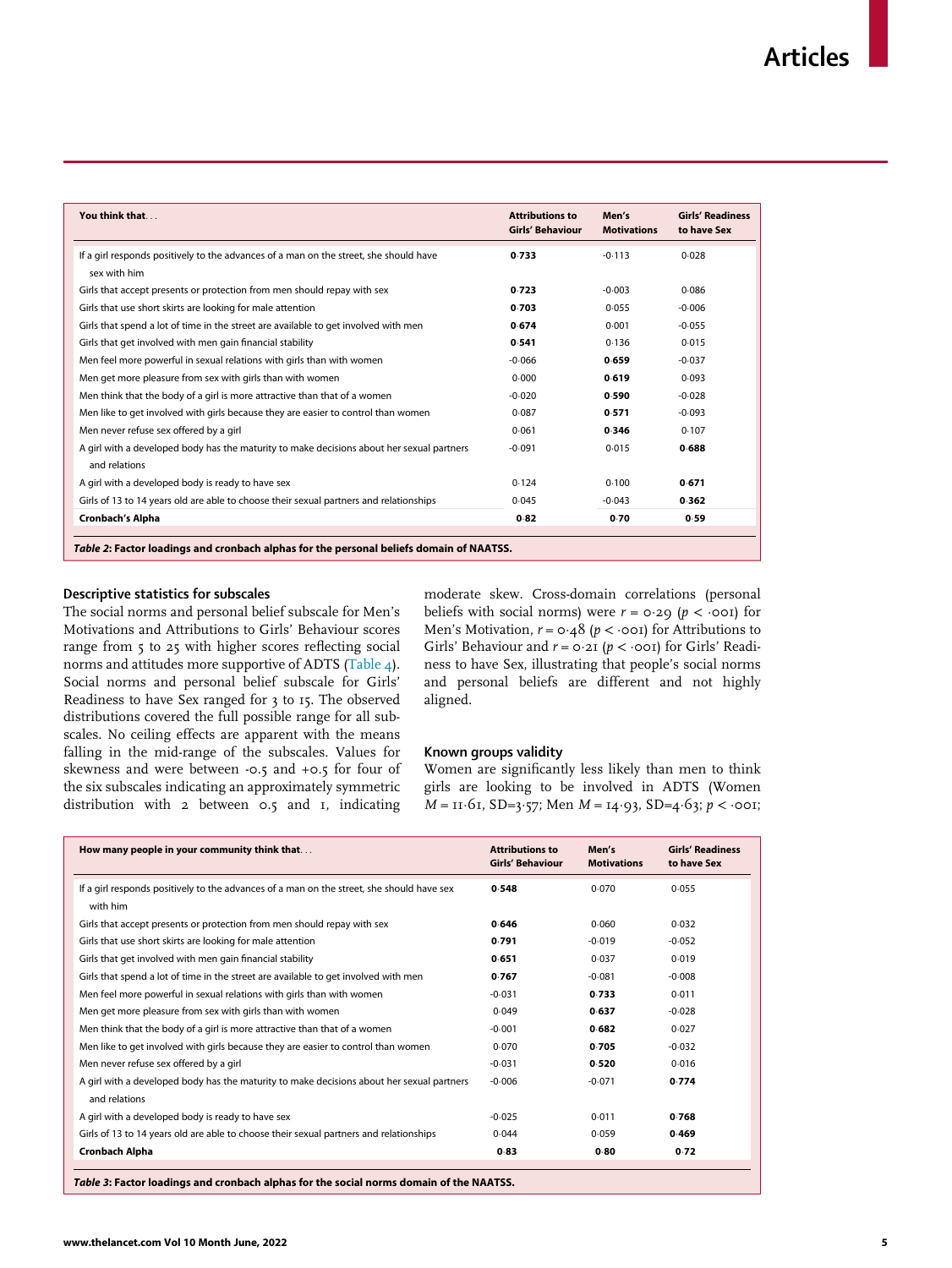| You think that... | Attributions to Girls' Behaviour | Men's Motivations | Girls' Readiness to have Sex |
|---|---|---|---|
| If a girl responds positively to the advances of a man on the street, she should have sex with him | **0·733** | -0·113 | 0·028 |
| Girls that accept presents or protection from men should repay with sex | **0·723** | -0·003 | 0·086 |
| Girls that use short skirts are looking for male attention | **0·703** | 0·055 | -0·006 |
| Girls that spend a lot of time in the street are available to get involved with men | **0·674** | 0·001 | -0·055 |
| Girls that get involved with men gain financial stability | **0·541** | 0·136 | 0·015 |
| Men feel more powerful in sexual relations with girls than with women | -0·066 | **0·659** | -0·037 |
| Men get more pleasure from sex with girls than with women | 0·000 | **0·619** | 0·093 |
| Men think that the body of a girl is more attractive than that of a women | -0·020 | **0·590** | -0·028 |
| Men like to get involved with girls because they are easier to control than women | 0·087 | **0·571** | -0·093 |
| Men never refuse sex offered by a girl | 0·061 | **0·346** | 0·107 |
| A girl with a developed body has the maturity to make decisions about her sexual partners and relations | -0·091 | 0·015 | **0·688** |
| A girl with a developed body is ready to have sex | 0·124 | 0·100 | **0·671** |
| Girls of 13 to 14 years old are able to choose their sexual partners and relationships | 0·045 | -0·043 | **0·362** |
| **Cronbach's Alpha** | **0·82** | **0·70** | **0·59** |

***Table 2*: Factor loadings and cronbach alphas for the personal beliefs domain of NAATSS.**

### Descriptive statistics for subscales

The social norms and personal belief subscale for Men's Motivations and Attributions to Girls' Behaviour scores range from 5 to 25 with higher scores reflecting social norms and attitudes more supportive of ADTS (Table 4). Social norms and personal belief subscale for Girls' Readiness to have Sex ranged for 3 to 15. The observed distributions covered the full possible range for all subscales. No ceiling effects are apparent with the means falling in the mid-range of the subscales. Values for skewness and were between -0.5 and +0.5 for four of the six subscales indicating an approximately symmetric distribution with 2 between 0.5 and 1, indicating moderate skew. Cross-domain correlations (personal beliefs with social norms) were $r = 0·29$ ($p < ·001$) for Men's Motivation, $r = 0·48$ ($p < ·001$) for Attributions to Girls' Behaviour and $r = 0·21$ ($p < ·001$) for Girls' Readiness to have Sex, illustrating that people's social norms and personal beliefs are different and not highly aligned.

### Known groups validity

Women are significantly less likely than men to think girls are looking to be involved in ADTS (Women $M = 11·61$, SD=3·57; Men $M = 14·93$, SD=4·63; $p < ·001$;

| How many people in your community think that... | Attributions to Girls' Behaviour | Men's Motivations | Girls' Readiness to have Sex |
|---|---|---|---|
| If a girl responds positively to the advances of a man on the street, she should have sex with him | **0·548** | 0·070 | 0·055 |
| Girls that accept presents or protection from men should repay with sex | **0·646** | 0·060 | 0·032 |
| Girls that use short skirts are looking for male attention | **0·791** | -0·019 | -0·052 |
| Girls that get involved with men gain financial stability | **0·651** | 0·037 | 0·019 |
| Girls that spend a lot of time in the street are available to get involved with men | **0·767** | -0·081 | -0·008 |
| Men feel more powerful in sexual relations with girls than with women | -0·031 | **0·733** | 0·011 |
| Men get more pleasure from sex with girls than with women | 0·049 | **0·637** | -0·028 |
| Men think that the body of a girl is more attractive than that of a women | -0·001 | **0·682** | 0·027 |
| Men like to get involved with girls because they are easier to control than women | 0·070 | **0·705** | -0·032 |
| Men never refuse sex offered by a girl | -0·031 | **0·520** | 0·016 |
| A girl with a developed body has the maturity to make decisions about her sexual partners and relations | -0·006 | -0·071 | **0·774** |
| A girl with a developed body is ready to have sex | -0·025 | 0·011 | **0·768** |
| Girls of 13 to 14 years old are able to choose their sexual partners and relationships | 0·044 | 0·059 | **0·469** |
| **Cronbach Alpha** | **0·83** | **0·80** | **0·72** |

***Table 3*: Factor loadings and cronbach alphas for the social norms domain of the NAATSS.**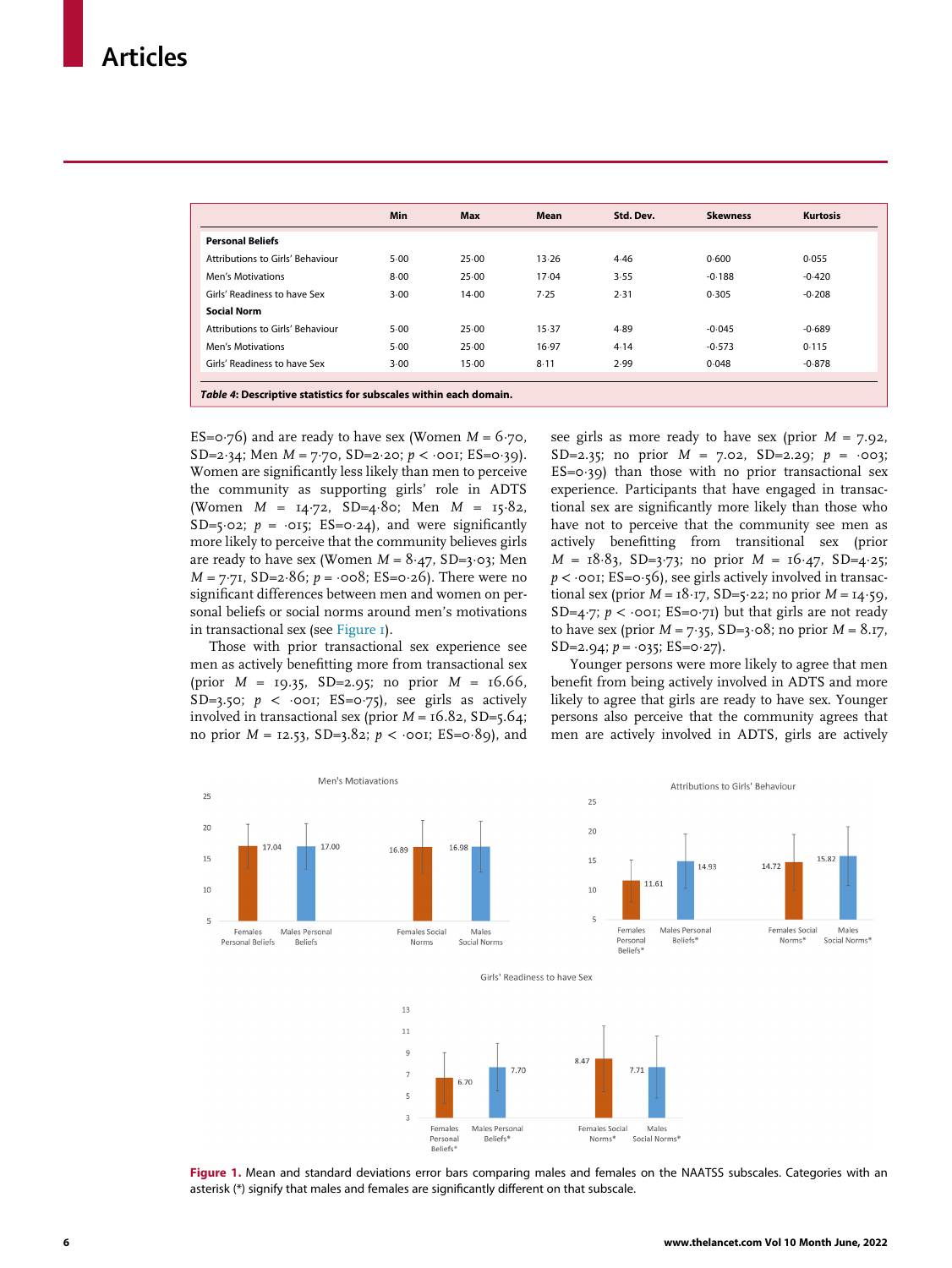| | Min | Max | Mean | Std. Dev. | Skewness | Kurtosis |
|---|---|---|---|---|---|---|
| **Personal Beliefs** | | | | | | |
| Attributions to Girls' Behaviour | 5·00 | 25·00 | 13·26 | 4·46 | 0·600 | 0·055 |
| Men's Motivations | 8·00 | 25·00 | 17·04 | 3·55 | -0·188 | -0·420 |
| Girls' Readiness to have Sex | 3·00 | 14·00 | 7·25 | 2·31 | 0·305 | -0·208 |
| **Social Norm** | | | | | | |
| Attributions to Girls' Behaviour | 5·00 | 25·00 | 15·37 | 4·89 | -0·045 | -0·689 |
| Men's Motivations | 5·00 | 25·00 | 16·97 | 4·14 | -0·573 | 0·115 |
| Girls' Readiness to have Sex | 3·00 | 15·00 | 8·11 | 2·99 | 0·048 | -0·878 |

***Table 4*: Descriptive statistics for subscales within each domain.**

ES=0·76) and are ready to have sex (Women $M$ = 6·70, SD=2·34; Men $M$ = 7·70, SD=2·20; $p$ < ·001; ES=0·39). Women are significantly less likely than men to perceive the community as supporting girls' role in ADTS (Women $M$ = 14·72, SD=4·80; Men $M$ = 15·82, SD=5·02; $p$ = ·015; ES=0·24), and were significantly more likely to perceive that the community believes girls are ready to have sex (Women $M$ = 8·47, SD=3·03; Men $M$ = 7·71, SD=2·86; $p$ = ·008; ES=0·26). There were no significant differences between men and women on personal beliefs or social norms around men's motivations in transactional sex (see Figure 1).

Those with prior transactional sex experience see men as actively benefitting more from transactional sex (prior $M$ = 19·35, SD=2·95; no prior $M$ = 16·66, SD=3·50; $p$ < ·001; ES=0·75), see girls as actively involved in transactional sex (prior $M$ = 16·82, SD=5·64; no prior $M$ = 12·53, SD=3·82; $p$ < ·001; ES=0·89), and see girls as more ready to have sex (prior $M$ = 7·92, SD=2·35; no prior $M$ = 7·02, SD=2·29; $p$ = ·003; ES=0·39) than those with no prior transactional sex experience. Participants that have engaged in transactional sex are significantly more likely than those who have not to perceive that the community see men as actively benefitting from transitional sex (prior $M$ = 18·83, SD=3·73; no prior $M$ = 16·47, SD=4·25; $p$ < ·001; ES=0·56), see girls actively involved in transactional sex (prior $M$ = 18·17, SD=5·22; no prior $M$ = 14·59, SD=4·7; $p$ < ·001; ES=0·71) but that girls are not ready to have sex (prior $M$ = 7·35, SD=3·08; no prior $M$ = 8·17, SD=2·94; $p$ = ·035; ES=0·27).

Younger persons were more likely to agree that men benefit from being actively involved in ADTS and more likely to agree that girls are ready to have sex. Younger persons also perceive that the community agrees that men are actively involved in ADTS, girls are actively

**Figure 1.** Mean and standard deviations error bars comparing males and females on the NAATSS subscales. Categories with an asterisk (*) signify that males and females are significantly different on that subscale.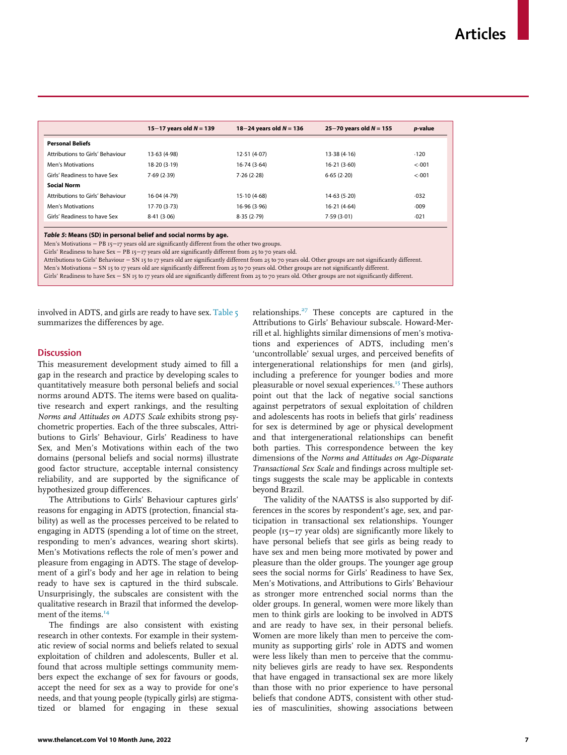| | 15–17 years old N = 139 | 18–24 years old N = 136 | 25–70 years old N = 155 | p-value |
|---|---|---|---|---|
| **Personal Beliefs** | | | | |
| Attributions to Girls' Behaviour | 13·63 (4·98) | 12·51 (4·07) | 13·38 (4·16) | ·120 |
| Men's Motivations | 18·20 (3·19) | 16·74 (3·64) | 16·21 (3·60) | <·001 |
| Girls' Readiness to have Sex | 7·69 (2·39) | 7·26 (2·28) | 6·65 (2·20) | <·001 |
| **Social Norm** | | | | |
| Attributions to Girls' Behaviour | 16·04 (4·79) | 15·10 (4·68) | 14·63 (5·20) | ·032 |
| Men's Motivations | 17·70 (3·73) | 16·96 (3·96) | 16·21 (4·64) | ·009 |
| Girls' Readiness to have Sex | 8·41 (3·06) | 8·35 (2·79) | 7·59 (3·01) | ·021 |

***Table 5*: Means (SD) in personal belief and social norms by age.**
Men's Motivations – PB 15–17 years old are significantly different from the other two groups.
Girls' Readiness to have Sex – PB 15–17 years old are significantly different from 25 to 70 years old.
Attributions to Girls' Behaviour – SN 15 to 17 years old are significantly different from 25 to 70 years old. Other groups are not significantly different.
Men's Motivations – SN 15 to 17 years old are significantly different from 25 to 70 years old. Other groups are not significantly different.
Girls' Readiness to have Sex – SN 15 to 17 years old are significantly different from 25 to 70 years old. Other groups are not significantly different.

involved in ADTS, and girls are ready to have sex. Table 5 summarizes the differences by age.

## Discussion

This measurement development study aimed to fill a gap in the research and practice by developing scales to quantitatively measure both personal beliefs and social norms around ADTS. The items were based on qualitative research and expert rankings, and the resulting *Norms and Attitudes on ADTS Scale* exhibits strong psychometric properties. Each of the three subscales, Attributions to Girls' Behaviour, Girls' Readiness to have Sex, and Men's Motivations within each of the two domains (personal beliefs and social norms) illustrate good factor structure, acceptable internal consistency reliability, and are supported by the significance of hypothesized group differences.

The Attributions to Girls' Behaviour captures girls' reasons for engaging in ADTS (protection, financial stability) as well as the processes perceived to be related to engaging in ADTS (spending a lot of time on the street, responding to men's advances, wearing short skirts). Men's Motivations reflects the role of men's power and pleasure from engaging in ADTS. The stage of development of a girl's body and her age in relation to being ready to have sex is captured in the third subscale. Unsurprisingly, the subscales are consistent with the qualitative research in Brazil that informed the development of the items.[14]

The findings are also consistent with existing research in other contexts. For example in their systematic review of social norms and beliefs related to sexual exploitation of children and adolescents, Buller et al. found that across multiple settings community members expect the exchange of sex for favours or goods, accept the need for sex as a way to provide for one's needs, and that young people (typically girls) are stigmatized or blamed for engaging in these sexual relationships.[27] These concepts are captured in the Attributions to Girls' Behaviour subscale. Howard-Merrill et al. highlights similar dimensions of men's motivations and experiences of ADTS, including men's 'uncontrollable' sexual urges, and perceived benefits of intergenerational relationships for men (and girls), including a preference for younger bodies and more pleasurable or novel sexual experiences.[15] These authors point out that the lack of negative social sanctions against perpetrators of sexual exploitation of children and adolescents has roots in beliefs that girls' readiness for sex is determined by age or physical development and that intergenerational relationships can benefit both parties. This correspondence between the key dimensions of the *Norms and Attitudes on Age-Disparate Transactional Sex Scale* and findings across multiple settings suggests the scale may be applicable in contexts beyond Brazil.

The validity of the NAATSS is also supported by differences in the scores by respondent's age, sex, and participation in transactional sex relationships. Younger people (15–17 year olds) are significantly more likely to have personal beliefs that see girls as being ready to have sex and men being more motivated by power and pleasure than the older groups. The younger age group sees the social norms for Girls' Readiness to have Sex, Men's Motivations, and Attributions to Girls' Behaviour as stronger more entrenched social norms than the older groups. In general, women were more likely than men to think girls are looking to be involved in ADTS and are ready to have sex, in their personal beliefs. Women are more likely than men to perceive the community as supporting girls' role in ADTS and women were less likely than men to perceive that the community believes girls are ready to have sex. Respondents that have engaged in transactional sex are more likely than those with no prior experience to have personal beliefs that condone ADTS, consistent with other studies of masculinities, showing associations between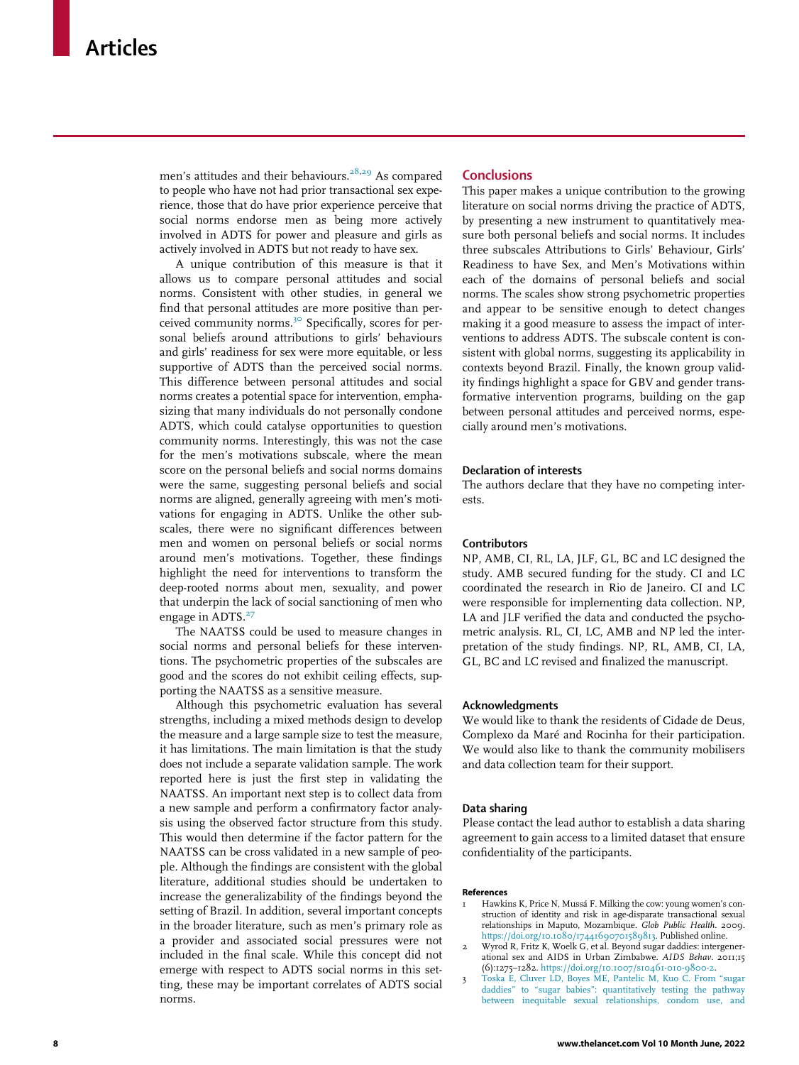men's attitudes and their behaviours.[28,29] As compared to people who have not had prior transactional sex experience, those that do have prior experience perceive that social norms endorse men as being more actively involved in ADTS for power and pleasure and girls as actively involved in ADTS but not ready to have sex.

A unique contribution of this measure is that it allows us to compare personal attitudes and social norms. Consistent with other studies, in general we find that personal attitudes are more positive than perceived community norms.[30] Specifically, scores for personal beliefs around attributions to girls' behaviours and girls' readiness for sex were more equitable, or less supportive of ADTS than the perceived social norms. This difference between personal attitudes and social norms creates a potential space for intervention, emphasizing that many individuals do not personally condone ADTS, which could catalyse opportunities to question community norms. Interestingly, this was not the case for the men's motivations subscale, where the mean score on the personal beliefs and social norms domains were the same, suggesting personal beliefs and social norms are aligned, generally agreeing with men's motivations for engaging in ADTS. Unlike the other subscales, there were no significant differences between men and women on personal beliefs or social norms around men's motivations. Together, these findings highlight the need for interventions to transform the deep-rooted norms about men, sexuality, and power that underpin the lack of social sanctioning of men who engage in ADTS.[27]

The NAATSS could be used to measure changes in social norms and personal beliefs for these interventions. The psychometric properties of the subscales are good and the scores do not exhibit ceiling effects, supporting the NAATSS as a sensitive measure.

Although this psychometric evaluation has several strengths, including a mixed methods design to develop the measure and a large sample size to test the measure, it has limitations. The main limitation is that the study does not include a separate validation sample. The work reported here is just the first step in validating the NAATSS. An important next step is to collect data from a new sample and perform a confirmatory factor analysis using the observed factor structure from this study. This would then determine if the factor pattern for the NAATSS can be cross validated in a new sample of people. Although the findings are consistent with the global literature, additional studies should be undertaken to increase the generalizability of the findings beyond the setting of Brazil. In addition, several important concepts in the broader literature, such as men's primary role as a provider and associated social pressures were not included in the final scale. While this concept did not emerge with respect to ADTS social norms in this setting, these may be important correlates of ADTS social norms.

## Conclusions

This paper makes a unique contribution to the growing literature on social norms driving the practice of ADTS, by presenting a new instrument to quantitatively measure both personal beliefs and social norms. It includes three subscales Attributions to Girls' Behaviour, Girls' Readiness to have Sex, and Men's Motivations within each of the domains of personal beliefs and social norms. The scales show strong psychometric properties and appear to be sensitive enough to detect changes making it a good measure to assess the impact of interventions to address ADTS. The subscale content is consistent with global norms, suggesting its applicability in contexts beyond Brazil. Finally, the known group validity findings highlight a space for GBV and gender transformative intervention programs, building on the gap between personal attitudes and perceived norms, especially around men's motivations.

### Declaration of interests

The authors declare that they have no competing interests.

### Contributors

NP, AMB, CI, RL, LA, JLF, GL, BC and LC designed the study. AMB secured funding for the study. CI and LC coordinated the research in Rio de Janeiro. CI and LC were responsible for implementing data collection. NP, LA and JLF verified the data and conducted the psychometric analysis. RL, CI, LC, AMB and NP led the interpretation of the study findings. NP, RL, AMB, CI, LA, GL, BC and LC revised and finalized the manuscript.

### Acknowledgments

We would like to thank the residents of Cidade de Deus, Complexo da Maré and Rocinha for their participation. We would also like to thank the community mobilisers and data collection team for their support.

### Data sharing

Please contact the lead author to establish a data sharing agreement to gain access to a limited dataset that ensure confidentiality of the participants.

### References

1. Hawkins K, Price N, Mussá F. Milking the cow: young women's construction of identity and risk in age-disparate transactional sexual relationships in Maputo, Mozambique. *Glob Public Health*. 2009. https://doi.org/10.1080/17441690701589813. Published online.
2. Wyrod R, Fritz K, Woelk G, et al. Beyond sugar daddies: intergenerational sex and AIDS in Urban Zimbabwe. *AIDS Behav*. 2011;15 (6):1275–1282. https://doi.org/10.1007/s10461-010-9800-2.
3. Toska E, Cluver LD, Boyes ME, Pantelic M, Kuo C. From "sugar daddies" to "sugar babies": quantitatively testing the pathway between inequitable sexual relationships, condom use, and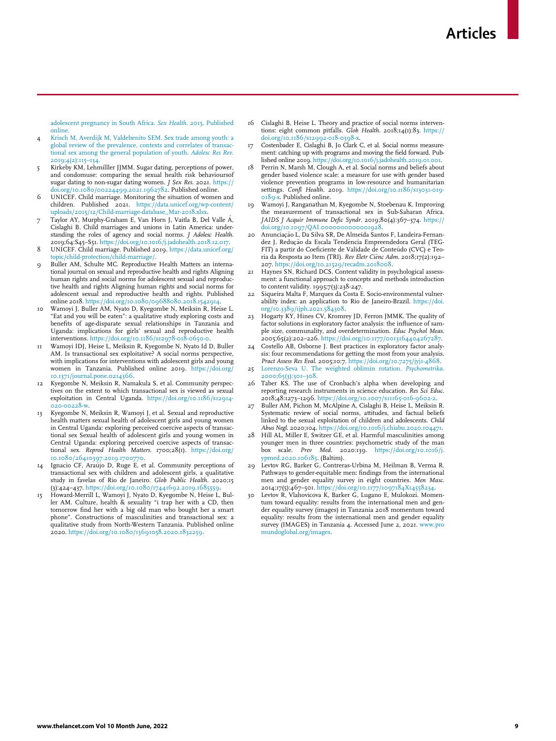adolescent pregnancy in South Africa. *Sex Health*. 2015. Published online.

4 Krisch M, Averdijk M, Valdebenito SEM. Sex trade among youth: a global review of the prevalence, contexts and correlates of transactional sex among the general population of youth. *Adolesc Res Rev*. 2019;4(2):115–134.

5 Kirkeby KM, Lehmilller JJMM. Sugar dating, perceptions of power, and condomuse: comparing the sexual health risk behavioursof sugar dating to non-sugar dating women. *J Sex Res*. 2021. https://doi.org/10.1080/00224499.2021.1962782. Published online.

6 UNICEF. Child marriage. Monitoring the situation of women and children. Published 2021. https://data.unicef.org/wp-content/uploads/2015/12/Child-marriage-database_Mar-2018.xlsx.

7 Taylor AY, Murphy-Graham E, Van Horn J, Vaitla B, Del Valle Á, Cislaghi B. Child marriages and unions in Latin America: understanding the roles of agency and social norms. *J Adolesc Health*. 2019;64:S45–S51. https://doi.org/10.1016/j.jadohealth.2018.12.017.

8 UNICEF. Child marriage. Published 2019. https://data.unicef.org/topic/child-protection/child-marriage/.

9 Buller AM, Schulte MC. Reproductive Health Matters an international journal on sexual and reproductive health and rights Aligning human rights and social norms for adolescent sexual and reproductive health and rights Aligning human rights and social norms for adolescent sexual and reproductive health and rights. Published online 2018. https://doi.org/10.1080/09688080.2018.1542914.

10 Wamoyi J, Buller AM, Nyato D, Kyegombe N, Meiksin R, Heise L. "Eat and you will be eaten": a qualitative study exploring costs and benefits of age-disparate sexual relationships in Tanzania and Uganda: implications for girls' sexual and reproductive health interventions. https://doi.org/10.1186/s12978-018-0650-0.

11 Wamoyi IDJ, Heise L, Meiksin R, Kyegombe N, Nyato Id D, Buller AM. Is transactional sex exploitative? A social norms perspective, with implications for interventions with adolescent girls and young women in Tanzania. Published online 2019. https://doi.org/10.1371/journal.pone.0214366.

12 Kyegombe N, Meiksin R, Namakula S, et al. Community perspectives on the extent to which transactional sex is viewed as sexual exploitation in Central Uganda. https://doi.org/10.1186/s12914-020-00228-w.

13 Kyegombe N, Meiksin R, Wamoyi J, et al. Sexual and reproductive health matters sexual health of adolescent girls and young women in Central Uganda: exploring perceived coercive aspects of transactional sex Sexual health of adolescent girls and young women in Central Uganda: exploring perceived coercive aspects of transactional sex. *Reprod Health Matters*. 1700;28(1). https://doi.org/10.1080/26410397.2019.1700770.

14 Ignacio CF, Araújo D, Ruge E, et al. Community perceptions of transactional sex with children and adolescent girls, a qualitative study in favelas of Rio de Janeiro. *Glob Public Health*. 2020;15(3):424–437. https://doi.org/10.1080/17441692.2019.1685559.

15 Howard-Merrill L, Wamoyi J, Nyato D, Kyegombe N, Heise L, Buller AM. Culture, health & sexuality "i trap her with a CD, then tomorrow find her with a big old man who bought her a smart phone". Constructions of masculinities and transactional sex: a qualitative study from North-Western Tanzania. Published online 2020. https://doi.org/10.1080/13691058.2020.1832259.

16 Cislaghi B, Heise L. Theory and practice of social norms interventions: eight common pitfalls. *Glob Health*. 2018;14(1):83. https://doi.org/10.1186/s12992-018-0398-x.

17 Costenbader E, Cislaghi B, Jo Clark C, et al. Social norms measurement: catching up with programs and moving the field forward. Published online 2019. https://doi.org/10.1016/j.jadohealth.2019.01.001.

18 Perrin N, Marsh M, Clough A, et al. Social norms and beliefs about gender based violence scale: a measure for use with gender based violence prevention programs in low-resource and humanitarian settings. *Confl Health*. 2019. https://doi.org/10.1186/s13031-019-0189-x. Published online.

19 Wamoyi J, Ranganathan M, Kyegombe N, Stoebenau K. Improving the measurement of transactional sex in Sub-Saharan Africa. *JAIDS J Acquir Immune Defic Syndr*. 2019;80(4):367–374. https://doi.org/10.1097/QAI.0000000000001928.

20 Anunciação L, Da Silva SR, De Almeida Santos F, Landeira-Fernandez J. Redução da Escala Tendência Empreendedora Geral (TEG-FIT) a partir do Coeficiente de Validade de Conteúdo (CVC) e Teoria da Resposta ao Item (TRI). *Rev Eletr Ciênc Adm*. 2018;17(2):192–207. https://doi.org/10.21529/recadm.2018008.

21 Haynes SN, Richard DCS. Content validity in psychological assessment: a functional approach to concepts and methods introduction to content validity. 1995;7(3):238-247.

22 Siqueira Malta F, Marques da Costa E. Socio-environmental vulnerability index: an application to Rio de Janeiro-Brazil. https://doi.org/10.3389/ijph.2021.584308.

23 Hogarty KY, Hines CV, Kromrey JD, Ferron JMMK. The quality of factor solutions in exploratory factor analysis: the influence of sample size, communality, and overdetermination. *Educ Psychol Meas*. 2005;65(2):202–226. https://doi.org/10.1177/0013164404267287.

24 Costello AB, Osborne J. Best practices in exploratory factor analysis: four recommendations for getting the most from your analysis. *Pract Assess Res Eval*. 2005;10:7. https://doi.org/10.7275/jyj1-4868.

25 Lorenzo-Seva U. The weighted oblimin rotation. *Psychometrika*. 2000;65(3):301–308.

26 Taber KS. The use of Cronbach's alpha when developing and reporting research instruments in science education. *Res Sci Educ*. 2018;48:1273–1296. https://doi.org/10.1007/s11165-016-9602-2.

27 Buller AM, Pichon M, McAlpine A, Cislaghi B, Heise L, Meiksin R. Systematic review of social norms, attitudes, and factual beliefs linked to the sexual exploitation of children and adolescents. *Child Abus Negl*. 2020;104. https://doi.org/10.1016/j.chiabu.2020.104471.

28 Hill AL, Miller E, Switzer GE, et al. Harmful masculinities among younger men in three countries: psychometric study of the man box scale. *Prev Med*. 2020:139. https://doi.org/10.1016/j.ypmed.2020.106185. (Baltim).

29 Levtov RG, Barker G, Contreras-Urbina M, Heilman B, Verma R. Pathways to gender-equitable men: findings from the international men and gender equality survey in eight countries. *Men Masc*. 2014;17(5):467–501. https://doi.org/10.1177/1097184X14558234.

30 Levtov R, Vlahovicova K, Barker G, Lugano E, Mulokozi. Momentum toward equality: results from the international men and gender equality survey (images) in Tanzania 2018 momentum toward equality: results from the international men and gender equality survey (IMAGES) in Tanzania 4. Accessed June 2, 2021. www.promundoglobal.org/images.